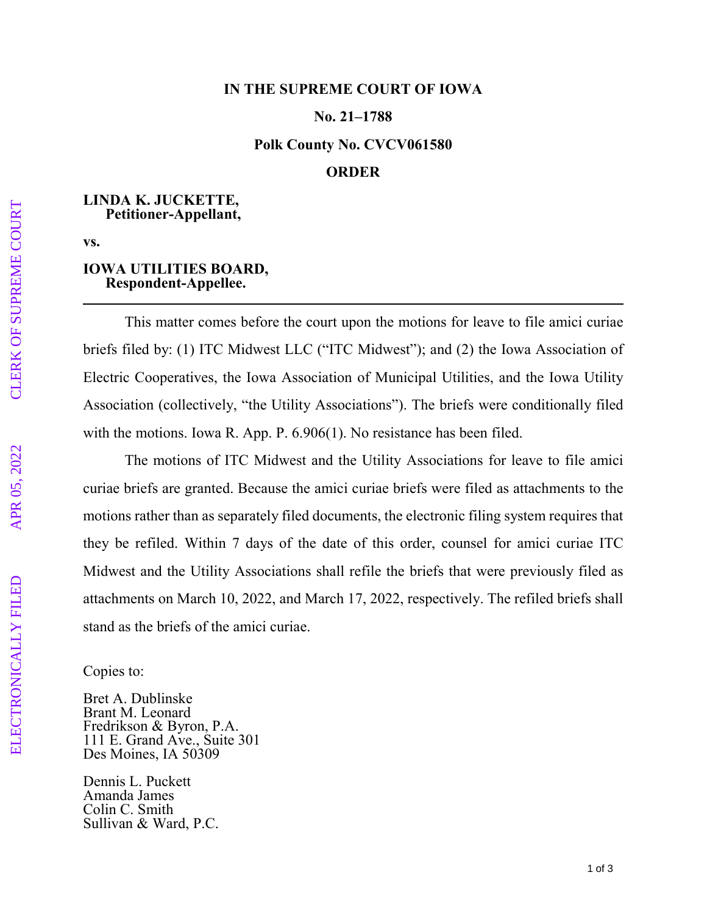**IN THE SUPREME COURT OF IOWA**

**No. 21–1788**

**Polk County No. CVCV061580**

**ORDER**

**LINDA K. JUCKETTE,**
**Petitioner-Appellant,**

**vs.**

**IOWA UTILITIES BOARD,**
**Respondent-Appellee.**

---

This matter comes before the court upon the motions for leave to file amici curiae briefs filed by: (1) ITC Midwest LLC ("ITC Midwest"); and (2) the Iowa Association of Electric Cooperatives, the Iowa Association of Municipal Utilities, and the Iowa Utility Association (collectively, "the Utility Associations"). The briefs were conditionally filed with the motions. Iowa R. App. P. 6.906(1). No resistance has been filed.

The motions of ITC Midwest and the Utility Associations for leave to file amici curiae briefs are granted. Because the amici curiae briefs were filed as attachments to the motions rather than as separately filed documents, the electronic filing system requires that they be refiled. Within 7 days of the date of this order, counsel for amici curiae ITC Midwest and the Utility Associations shall refile the briefs that were previously filed as attachments on March 10, 2022, and March 17, 2022, respectively. The refiled briefs shall stand as the briefs of the amici curiae.

Copies to:

Bret A. Dublinske
Brant M. Leonard
Fredrikson & Byron, P.A.
111 E. Grand Ave., Suite 301
Des Moines, IA 50309

Dennis L. Puckett
Amanda James
Colin C. Smith
Sullivan & Ward, P.C.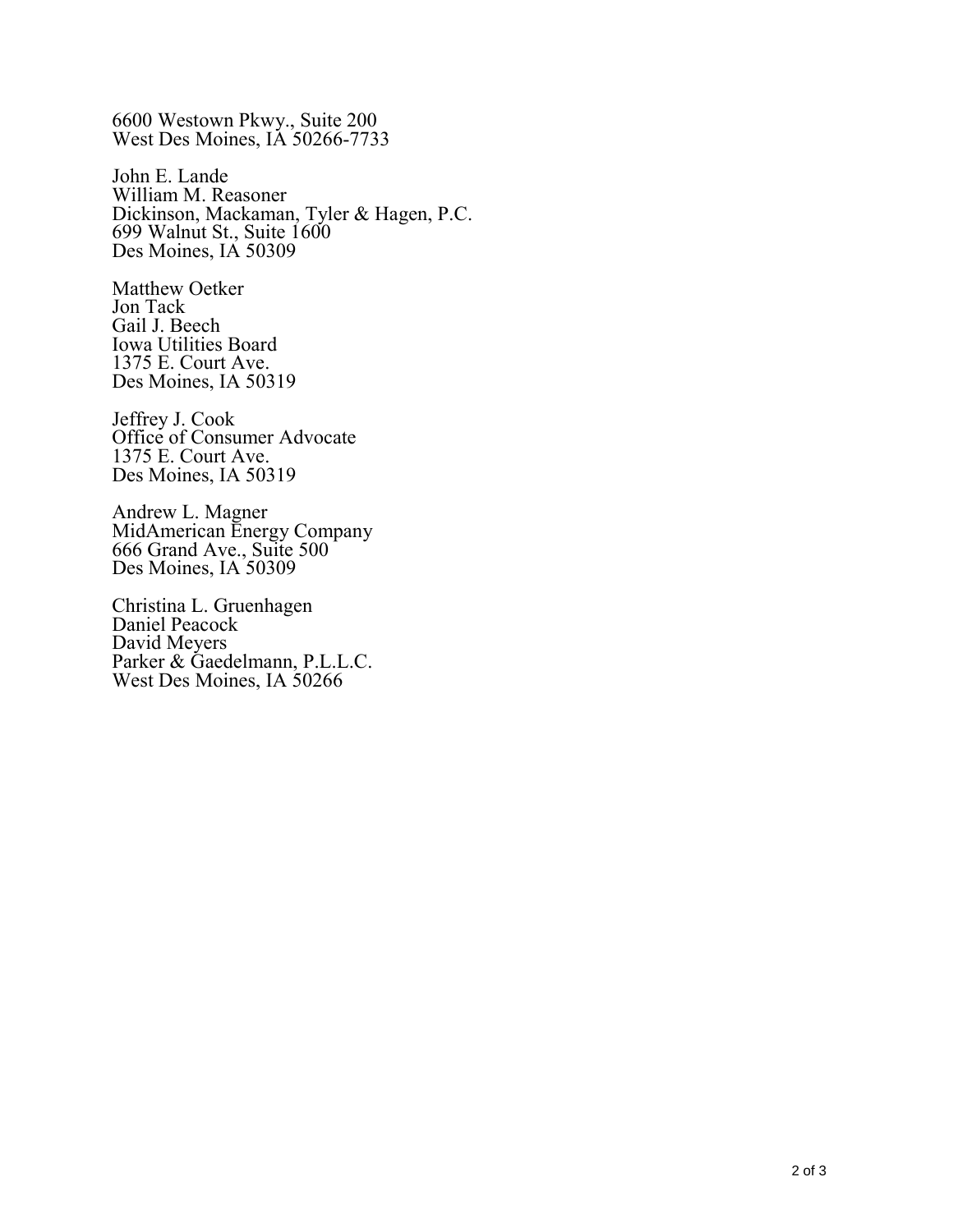6600 Westown Pkwy., Suite 200
West Des Moines, IA 50266-7733

John E. Lande
William M. Reasoner
Dickinson, Mackaman, Tyler & Hagen, P.C.
699 Walnut St., Suite 1600
Des Moines, IA 50309

Matthew Oetker
Jon Tack
Gail J. Beech
Iowa Utilities Board
1375 E. Court Ave.
Des Moines, IA 50319

Jeffrey J. Cook
Office of Consumer Advocate
1375 E. Court Ave.
Des Moines, IA 50319

Andrew L. Magner
MidAmerican Energy Company
666 Grand Ave., Suite 500
Des Moines, IA 50309

Christina L. Gruenhagen
Daniel Peacock
David Meyers
Parker & Gaedelmann, P.L.L.C.
West Des Moines, IA 50266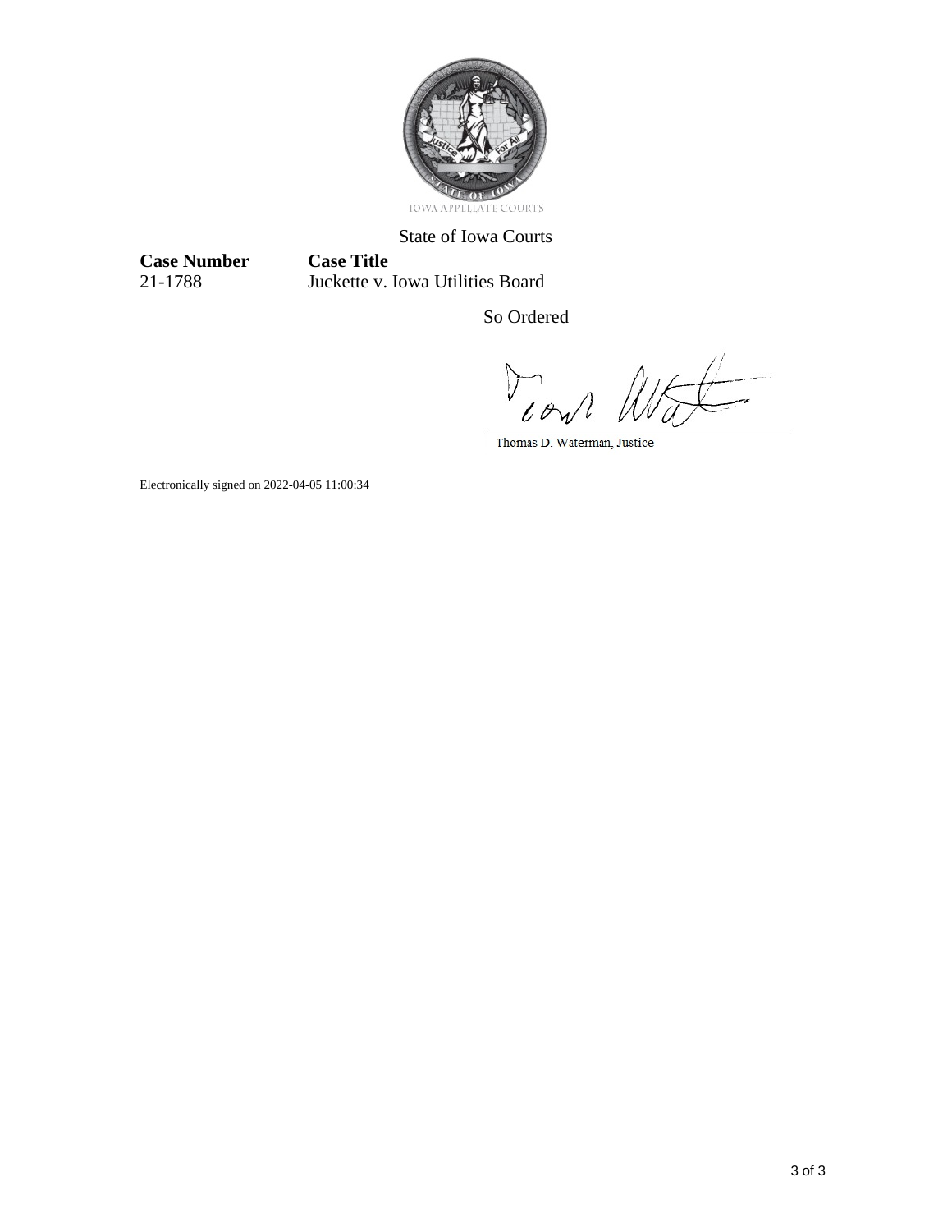IOWA APPELLATE COURTS

State of Iowa Courts

| **Case Number** | **Case Title** |
| --- | --- |
| 21-1788 | Juckette v. Iowa Utilities Board |

So Ordered

Thomas D. Waterman, Justice

Electronically signed on 2022-04-05 11:00:34